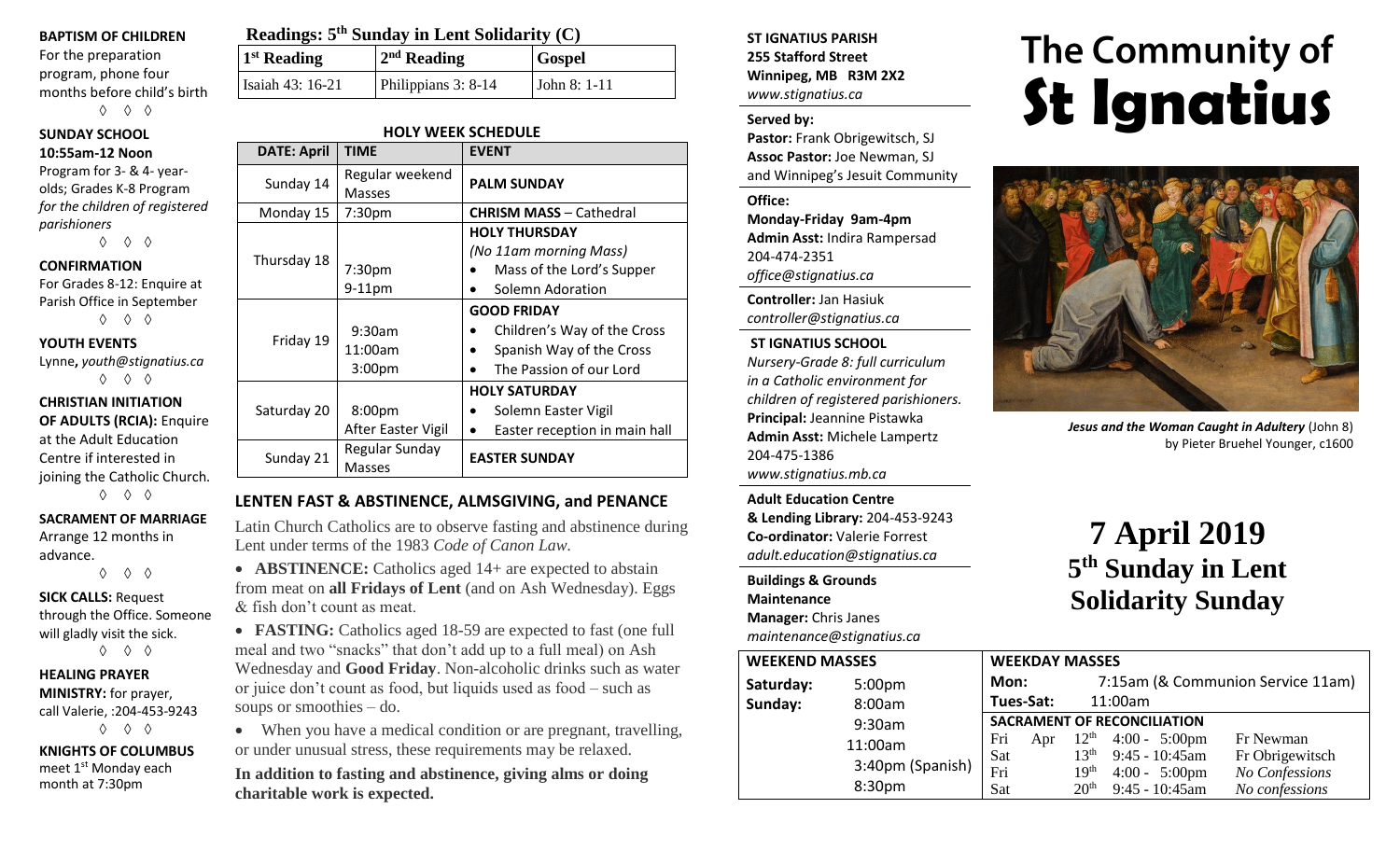**BAPTISM OF CHILDREN**

For the preparation program, phone four months before child's birth

◊ ◊ ◊

**SUNDAY SCHOOL**
**10:55am-12 Noon**

Program for 3- & 4- year-olds; Grades K-8 Program *for the children of registered parishioners*

◊ ◊ ◊

**CONFIRMATION**

For Grades 8-12: Enquire at Parish Office in September

◊ ◊ ◊

**YOUTH EVENTS**

Lynne**,** *youth@stignatius.ca*

◊ ◊ ◊

**CHRISTIAN INITIATION OF ADULTS (RCIA):** Enquire at the Adult Education Centre if interested in joining the Catholic Church.

◊ ◊ ◊

**SACRAMENT OF MARRIAGE**

Arrange 12 months in advance.

◊ ◊ ◊

**SICK CALLS:** Request through the Office. Someone will gladly visit the sick.

◊ ◊ ◊

**HEALING PRAYER MINISTRY:** for prayer, call Valerie, :204-453-9243

◊ ◊ ◊

**KNIGHTS OF COLUMBUS**

meet 1st Monday each month at 7:30pm

## Readings: 5th Sunday in Lent Solidarity (C)

| 1st Reading | 2nd Reading | Gospel |
|---|---|---|
| Isaiah 43: 16-21 | Philippians 3: 8-14 | John 8: 1-11 |

### HOLY WEEK SCHEDULE

| DATE: April | TIME | EVENT |
|---|---|---|
| Sunday 14 | Regular weekend Masses | **PALM SUNDAY** |
| Monday 15 | 7:30pm | **CHRISM MASS** – Cathedral |
| Thursday 18 | 7:30pm<br>9-11pm | **HOLY THURSDAY**<br>*(No 11am morning Mass)*<br>• Mass of the Lord's Supper<br>• Solemn Adoration |
| Friday 19 | 9:30am<br>11:00am<br>3:00pm | **GOOD FRIDAY**<br>• Children's Way of the Cross<br>• Spanish Way of the Cross<br>• The Passion of our Lord |
| Saturday 20 | 8:00pm<br>After Easter Vigil | **HOLY SATURDAY**<br>• Solemn Easter Vigil<br>• Easter reception in main hall |
| Sunday 21 | Regular Sunday Masses | **EASTER SUNDAY** |

### LENTEN FAST & ABSTINENCE, ALMSGIVING, and PENANCE

Latin Church Catholics are to observe fasting and abstinence during Lent under terms of the 1983 *Code of Canon Law*.

- **ABSTINENCE:** Catholics aged 14+ are expected to abstain from meat on **all Fridays of Lent** (and on Ash Wednesday). Eggs & fish don't count as meat.
- **FASTING:** Catholics aged 18-59 are expected to fast (one full meal and two "snacks" that don't add up to a full meal) on Ash Wednesday and **Good Friday**. Non-alcoholic drinks such as water or juice don't count as food, but liquids used as food – such as soups or smoothies – do.
- When you have a medical condition or are pregnant, travelling, or under unusual stress, these requirements may be relaxed.

**In addition to fasting and abstinence, giving alms or doing charitable work is expected.**

**ST IGNATIUS PARISH**
**255 Stafford Street**
**Winnipeg, MB R3M 2X2**
*www.stignatius.ca*

**Served by:**
**Pastor:** Frank Obrigewitsch, SJ
**Assoc Pastor:** Joe Newman, SJ
and Winnipeg's Jesuit Community

**Office:**
**Monday-Friday 9am-4pm**
**Admin Asst:** Indira Rampersad
204-474-2351
*office@stignatius.ca*

**Controller:** Jan Hasiuk
*controller@stignatius.ca*

**ST IGNATIUS SCHOOL**
*Nursery-Grade 8: full curriculum in a Catholic environment for children of registered parishioners.*
**Principal:** Jeannine Pistawka
**Admin Asst:** Michele Lampertz
204-475-1386
*www.stignatius.mb.ca*

**Adult Education Centre & Lending Library:** 204-453-9243
**Co-ordinator:** Valerie Forrest
*adult.education@stignatius.ca*

**Buildings & Grounds Maintenance Manager:** Chris Janes
*maintenance@stignatius.ca*

# The Community of St Ignatius

*Jesus and the Woman Caught in Adultery* (John 8) by Pieter Bruehel Younger, c1600

# 7 April 2019
## 5th Sunday in Lent Solidarity Sunday

| WEEKEND MASSES | |
|---|---|
| **Saturday:** | 5:00pm |
| **Sunday:** | 8:00am |
| | 9:30am |
| | 11:00am |
| | 3:40pm (Spanish) |
| | 8:30pm |

**WEEKDAY MASSES**

| | |
|---|---|
| **Mon:** | 7:15am (& Communion Service 11am) |
| **Tues-Sat:** | 11:00am |

**SACRAMENT OF RECONCILIATION**

| | | | | |
|---|---|---|---|---|
| Fri | Apr | 12th | 4:00 - 5:00pm | Fr Newman |
| Sat | | 13th | 9:45 - 10:45am | Fr Obrigewitsch |
| Fri | | 19th | 4:00 - 5:00pm | *No Confessions* |
| Sat | | 20th | 9:45 - 10:45am | *No confessions* |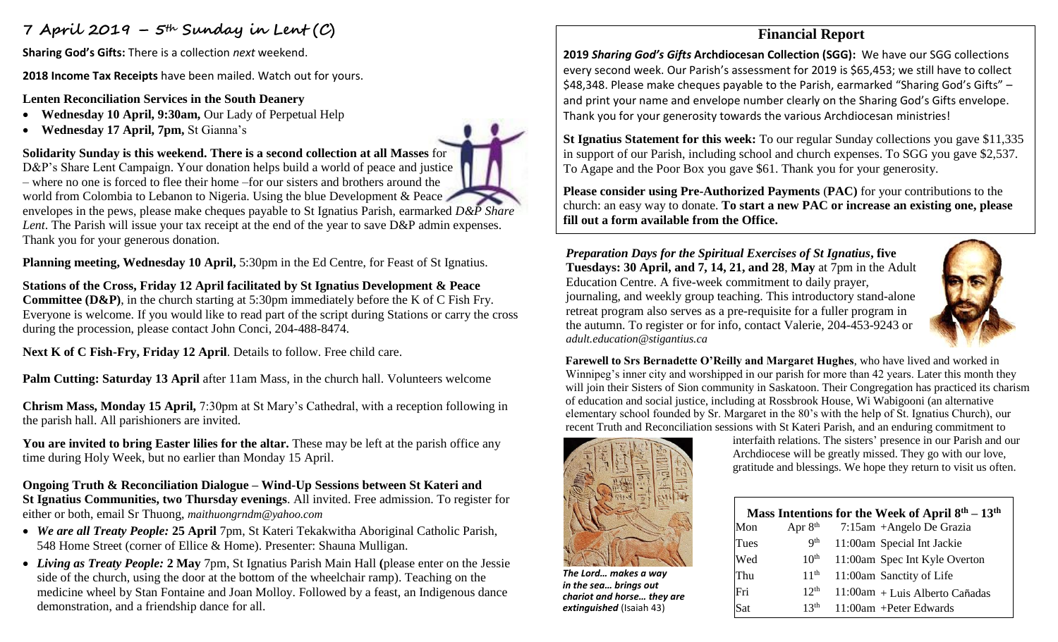# 7 April 2019 – 5th Sunday in Lent (C)

**Sharing God's Gifts:** There is a collection *next* weekend.

**2018 Income Tax Receipts** have been mailed. Watch out for yours.

**Lenten Reconciliation Services in the South Deanery**

- **Wednesday 10 April, 9:30am,** Our Lady of Perpetual Help
- **Wednesday 17 April, 7pm,** St Gianna's

**Solidarity Sunday is this weekend. There is a second collection at all Masses** for D&P's Share Lent Campaign. Your donation helps build a world of peace and justice – where no one is forced to flee their home –for our sisters and brothers around the world from Colombia to Lebanon to Nigeria. Using the blue Development & Peace envelopes in the pews, please make cheques payable to St Ignatius Parish, earmarked *D&P Share Lent*. The Parish will issue your tax receipt at the end of the year to save D&P admin expenses. Thank you for your generous donation.

**Planning meeting, Wednesday 10 April,** 5:30pm in the Ed Centre, for Feast of St Ignatius.

**Stations of the Cross, Friday 12 April facilitated by St Ignatius Development & Peace Committee (D&P)**, in the church starting at 5:30pm immediately before the K of C Fish Fry. Everyone is welcome. If you would like to read part of the script during Stations or carry the cross during the procession, please contact John Conci, 204-488-8474.

**Next K of C Fish-Fry, Friday 12 April**. Details to follow. Free child care.

**Palm Cutting: Saturday 13 April** after 11am Mass, in the church hall. Volunteers welcome

**Chrism Mass, Monday 15 April,** 7:30pm at St Mary's Cathedral, with a reception following in the parish hall. All parishioners are invited.

**You are invited to bring Easter lilies for the altar.** These may be left at the parish office any time during Holy Week, but no earlier than Monday 15 April.

**Ongoing Truth & Reconciliation Dialogue – Wind-Up Sessions between St Kateri and St Ignatius Communities, two Thursday evenings**. All invited. Free admission. To register for either or both, email Sr Thuong, *maithuongrndm@yahoo.com*

- ***We are all Treaty People:*** **25 April** 7pm, St Kateri Tekakwitha Aboriginal Catholic Parish, 548 Home Street (corner of Ellice & Home). Presenter: Shauna Mulligan.
- ***Living as Treaty People:*** **2 May** 7pm, St Ignatius Parish Main Hall **(**please enter on the Jessie side of the church, using the door at the bottom of the wheelchair ramp). Teaching on the medicine wheel by Stan Fontaine and Joan Molloy. Followed by a feast, an Indigenous dance demonstration, and a friendship dance for all.

## Financial Report

**2019 *Sharing God's Gifts* Archdiocesan Collection (SGG):** We have our SGG collections every second week. Our Parish's assessment for 2019 is $65,453; we still have to collect $48,348. Please make cheques payable to the Parish, earmarked "Sharing God's Gifts" – and print your name and envelope number clearly on the Sharing God's Gifts envelope. Thank you for your generosity towards the various Archdiocesan ministries!

**St Ignatius Statement for this week:** To our regular Sunday collections you gave $11,335 in support of our Parish, including school and church expenses. To SGG you gave $2,537. To Agape and the Poor Box you gave $61. Thank you for your generosity.

**Please consider using Pre-Authorized Payments** (**PAC)** for your contributions to the church: an easy way to donate. **To start a new PAC or increase an existing one, please fill out a form available from the Office.**

***Preparation Days for the Spiritual Exercises of St Ignatius*, five Tuesdays: 30 April, and 7, 14, 21, and 28**, **May** at 7pm in the Adult Education Centre. A five-week commitment to daily prayer, journaling, and weekly group teaching. This introductory stand-alone retreat program also serves as a pre-requisite for a fuller program in the autumn. To register or for info, contact Valerie, 204-453-9243 or *adult.education@stigantius.ca*

**Farewell to Srs Bernadette O'Reilly and Margaret Hughes**, who have lived and worked in Winnipeg's inner city and worshipped in our parish for more than 42 years. Later this month they will join their Sisters of Sion community in Saskatoon. Their Congregation has practiced its charism of education and social justice, including at Rossbrook House, Wi Wabigooni (an alternative elementary school founded by Sr. Margaret in the 80's with the help of St. Ignatius Church), our recent Truth and Reconciliation sessions with St Kateri Parish, and an enduring commitment to interfaith relations. The sisters' presence in our Parish and our Archdiocese will be greatly missed. They go with our love, gratitude and blessings. We hope they return to visit us often.

***The Lord… makes a way in the sea… brings out chariot and horse… they are extinguished*** (Isaiah 43)

| Mass Intentions for the Week of April 8th – 13th | | |
|---|---|---|
| Mon | Apr 8th | 7:15am +Angelo De Grazia |
| Tues | 9th | 11:00am Special Int Jackie |
| Wed | 10th | 11:00am Spec Int Kyle Overton |
| Thu | 11th | 11:00am Sanctity of Life |
| Fri | 12th | 11:00am + Luis Alberto Cañadas |
| Sat | 13th | 11:00am +Peter Edwards |